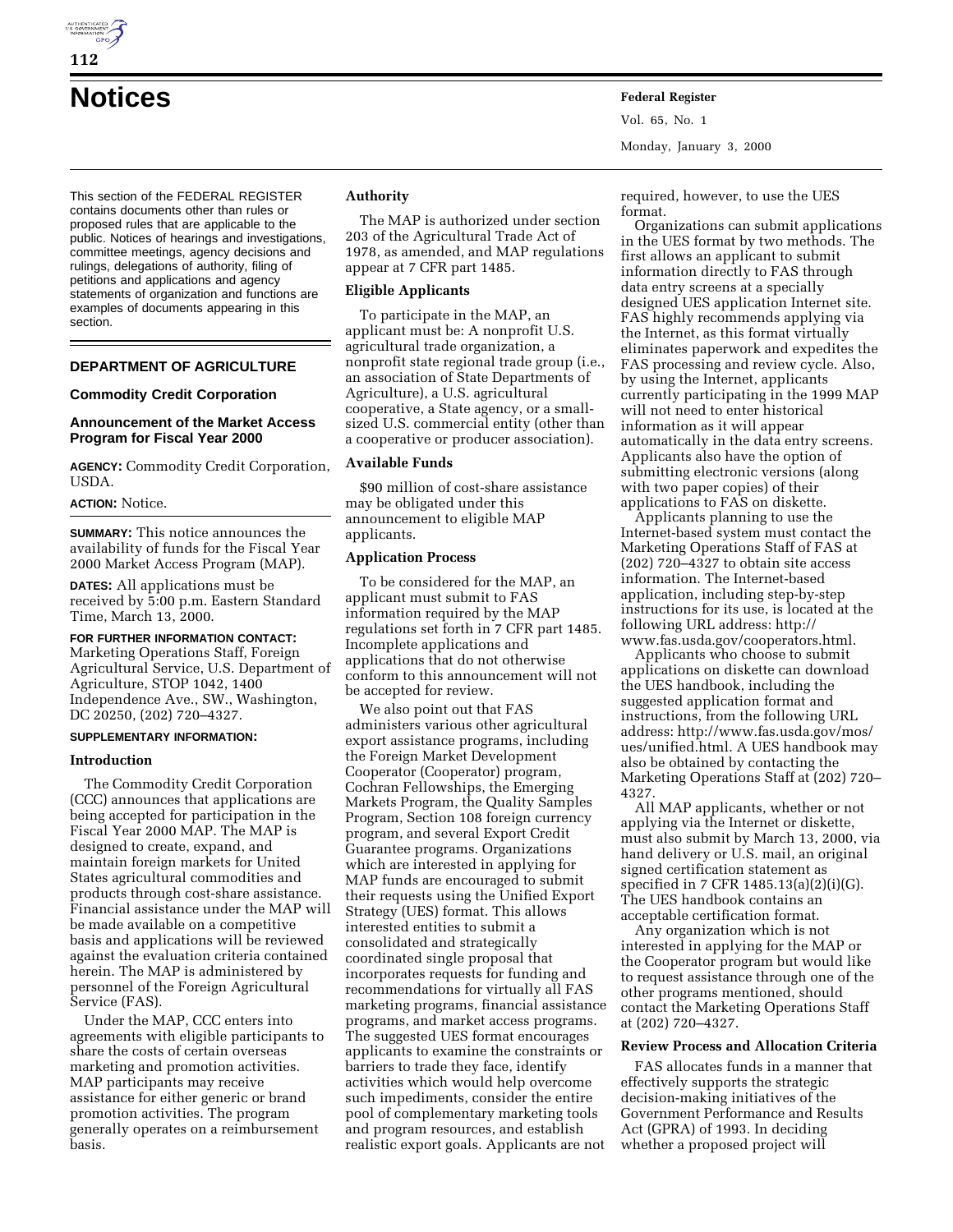# Notices

This section of the FEDERAL REGISTER contains documents other than rules or proposed rules that are applicable to the public. Notices of hearings and investigations, committee meetings, agency decisions and rulings, delegations of authority, filing of petitions and applications and agency statements of organization and functions are examples of documents appearing in this section.

## DEPARTMENT OF AGRICULTURE

### Commodity Credit Corporation

### Announcement of the Market Access Program for Fiscal Year 2000

**AGENCY:** Commodity Credit Corporation, USDA.

**ACTION:** Notice.

**SUMMARY:** This notice announces the availability of funds for the Fiscal Year 2000 Market Access Program (MAP).

**DATES:** All applications must be received by 5:00 p.m. Eastern Standard Time, March 13, 2000.

**FOR FURTHER INFORMATION CONTACT:** Marketing Operations Staff, Foreign Agricultural Service, U.S. Department of Agriculture, STOP 1042, 1400 Independence Ave., SW., Washington, DC 20250, (202) 720–4327.

**SUPPLEMENTARY INFORMATION:**

#### Introduction

The Commodity Credit Corporation (CCC) announces that applications are being accepted for participation in the Fiscal Year 2000 MAP. The MAP is designed to create, expand, and maintain foreign markets for United States agricultural commodities and products through cost-share assistance. Financial assistance under the MAP will be made available on a competitive basis and applications will be reviewed against the evaluation criteria contained herein. The MAP is administered by personnel of the Foreign Agricultural Service (FAS).

Under the MAP, CCC enters into agreements with eligible participants to share the costs of certain overseas marketing and promotion activities. MAP participants may receive assistance for either generic or brand promotion activities. The program generally operates on a reimbursement basis.

#### Authority

The MAP is authorized under section 203 of the Agricultural Trade Act of 1978, as amended, and MAP regulations appear at 7 CFR part 1485.

#### Eligible Applicants

To participate in the MAP, an applicant must be: A nonprofit U.S. agricultural trade organization, a nonprofit state regional trade group (i.e., an association of State Departments of Agriculture), a U.S. agricultural cooperative, a State agency, or a small-sized U.S. commercial entity (other than a cooperative or producer association).

#### Available Funds

$90 million of cost-share assistance may be obligated under this announcement to eligible MAP applicants.

#### Application Process

To be considered for the MAP, an applicant must submit to FAS information required by the MAP regulations set forth in 7 CFR part 1485. Incomplete applications and applications that do not otherwise conform to this announcement will not be accepted for review.

We also point out that FAS administers various other agricultural export assistance programs, including the Foreign Market Development Cooperator (Cooperator) program, Cochran Fellowships, the Emerging Markets Program, the Quality Samples Program, Section 108 foreign currency program, and several Export Credit Guarantee programs. Organizations which are interested in applying for MAP funds are encouraged to submit their requests using the Unified Export Strategy (UES) format. This allows interested entities to submit a consolidated and strategically coordinated single proposal that incorporates requests for funding and recommendations for virtually all FAS marketing programs, financial assistance programs, and market access programs. The suggested UES format encourages applicants to examine the constraints or barriers to trade they face, identify activities which would help overcome such impediments, consider the entire pool of complementary marketing tools and program resources, and establish realistic export goals. Applicants are not required, however, to use the UES format.

Organizations can submit applications in the UES format by two methods. The first allows an applicant to submit information directly to FAS through data entry screens at a specially designed UES application Internet site. FAS highly recommends applying via the Internet, as this format virtually eliminates paperwork and expedites the FAS processing and review cycle. Also, by using the Internet, applicants currently participating in the 1999 MAP will not need to enter historical information as it will appear automatically in the data entry screens. Applicants also have the option of submitting electronic versions (along with two paper copies) of their applications to FAS on diskette.

Applicants planning to use the Internet-based system must contact the Marketing Operations Staff of FAS at (202) 720–4327 to obtain site access information. The Internet-based application, including step-by-step instructions for its use, is located at the following URL address: http://www.fas.usda.gov/cooperators.html.

Applicants who choose to submit applications on diskette can download the UES handbook, including the suggested application format and instructions, from the following URL address: http://www.fas.usda.gov/mos/ues/unified.html. A UES handbook may also be obtained by contacting the Marketing Operations Staff at (202) 720–4327.

All MAP applicants, whether or not applying via the Internet or diskette, must also submit by March 13, 2000, via hand delivery or U.S. mail, an original signed certification statement as specified in 7 CFR 1485.13(a)(2)(i)(G). The UES handbook contains an acceptable certification format.

Any organization which is not interested in applying for the MAP or the Cooperator program but would like to request assistance through one of the other programs mentioned, should contact the Marketing Operations Staff at (202) 720–4327.

#### Review Process and Allocation Criteria

FAS allocates funds in a manner that effectively supports the strategic decision-making initiatives of the Government Performance and Results Act (GPRA) of 1993. In deciding whether a proposed project will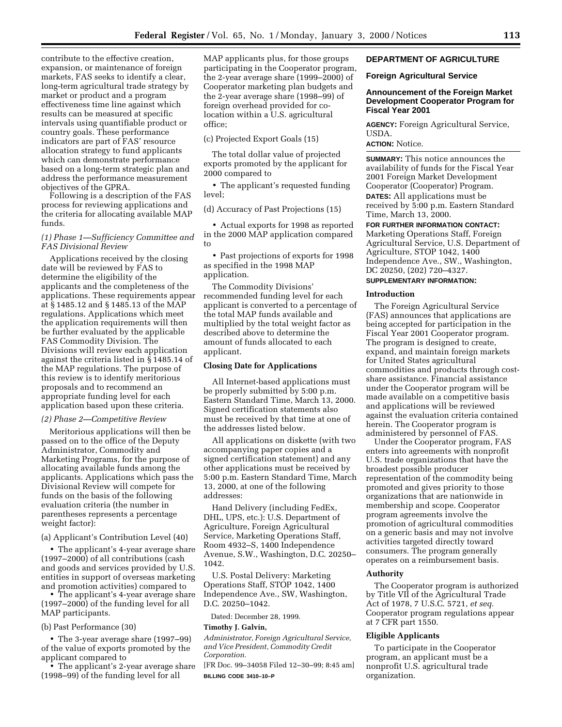contribute to the effective creation, expansion, or maintenance of foreign markets, FAS seeks to identify a clear, long-term agricultural trade strategy by market or product and a program effectiveness time line against which results can be measured at specific intervals using quantifiable product or country goals. These performance indicators are part of FAS' resource allocation strategy to fund applicants which can demonstrate performance based on a long-term strategic plan and address the performance measurement objectives of the GPRA.

Following is a description of the FAS process for reviewing applications and the criteria for allocating available MAP funds.

*(1) Phase 1—Sufficiency Committee and FAS Divisional Review*

Applications received by the closing date will be reviewed by FAS to determine the eligibility of the applicants and the completeness of the applications. These requirements appear at § 1485.12 and § 1485.13 of the MAP regulations. Applications which meet the application requirements will then be further evaluated by the applicable FAS Commodity Division. The Divisions will review each application against the criteria listed in § 1485.14 of the MAP regulations. The purpose of this review is to identify meritorious proposals and to recommend an appropriate funding level for each application based upon these criteria.

*(2) Phase 2—Competitive Review*

Meritorious applications will then be passed on to the office of the Deputy Administrator, Commodity and Marketing Programs, for the purpose of allocating available funds among the applicants. Applications which pass the Divisional Review will compete for funds on the basis of the following evaluation criteria (the number in parentheses represents a percentage weight factor):

(a) Applicant's Contribution Level (40)

- The applicant's 4-year average share (1997–2000) of all contributions (cash and goods and services provided by U.S. entities in support of overseas marketing and promotion activities) compared to
- The applicant's 4-year average share (1997–2000) of the funding level for all MAP participants.

(b) Past Performance (30)

- The 3-year average share (1997–99) of the value of exports promoted by the applicant compared to
- The applicant's 2-year average share (1998–99) of the funding level for all MAP applicants plus, for those groups participating in the Cooperator program, the 2-year average share (1999–2000) of Cooperator marketing plan budgets and the 2-year average share (1998–99) of foreign overhead provided for co-location within a U.S. agricultural office;

(c) Projected Export Goals (15)

The total dollar value of projected exports promoted by the applicant for 2000 compared to

- The applicant's requested funding level;

(d) Accuracy of Past Projections (15)

- Actual exports for 1998 as reported in the 2000 MAP application compared to
- Past projections of exports for 1998 as specified in the 1998 MAP application.

The Commodity Divisions' recommended funding level for each applicant is converted to a percentage of the total MAP funds available and multiplied by the total weight factor as described above to determine the amount of funds allocated to each applicant.

**Closing Date for Applications**

All Internet-based applications must be properly submitted by 5:00 p.m. Eastern Standard Time, March 13, 2000. Signed certification statements also must be received by that time at one of the addresses listed below.

All applications on diskette (with two accompanying paper copies and a signed certification statement) and any other applications must be received by 5:00 p.m. Eastern Standard Time, March 13, 2000, at one of the following addresses:

Hand Delivery (including FedEx, DHL, UPS, etc.): U.S. Department of Agriculture, Foreign Agricultural Service, Marketing Operations Staff, Room 4932–S, 1400 Independence Avenue, S.W., Washington, D.C. 20250–1042.

U.S. Postal Delivery: Marketing Operations Staff, STOP 1042, 1400 Independence Ave., SW, Washington, D.C. 20250–1042.

Dated: December 28, 1999.

**Timothy J. Galvin,**

*Administrator, Foreign Agricultural Service, and Vice President, Commodity Credit Corporation.*

[FR Doc. 99–34058 Filed 12–30–99; 8:45 am]

**BILLING CODE 3410–10–P**

## DEPARTMENT OF AGRICULTURE

### Foreign Agricultural Service

### Announcement of the Foreign Market Development Cooperator Program for Fiscal Year 2001

**AGENCY:** Foreign Agricultural Service, USDA.

**ACTION:** Notice.

**SUMMARY:** This notice announces the availability of funds for the Fiscal Year 2001 Foreign Market Development Cooperator (Cooperator) Program.

**DATES:** All applications must be received by 5:00 p.m. Eastern Standard Time, March 13, 2000.

**FOR FURTHER INFORMATION CONTACT:** Marketing Operations Staff, Foreign Agricultural Service, U.S. Department of Agriculture, STOP 1042, 1400 Independence Ave., SW., Washington, DC 20250, (202) 720–4327.

**SUPPLEMENTARY INFORMATION:**

**Introduction**

The Foreign Agricultural Service (FAS) announces that applications are being accepted for participation in the Fiscal Year 2001 Cooperator program. The program is designed to create, expand, and maintain foreign markets for United States agricultural commodities and products through cost-share assistance. Financial assistance under the Cooperator program will be made available on a competitive basis and applications will be reviewed against the evaluation criteria contained herein. The Cooperator program is administered by personnel of FAS.

Under the Cooperator program, FAS enters into agreements with nonprofit U.S. trade organizations that have the broadest possible producer representation of the commodity being promoted and gives priority to those organizations that are nationwide in membership and scope. Cooperator program agreements involve the promotion of agricultural commodities on a generic basis and may not involve activities targeted directly toward consumers. The program generally operates on a reimbursement basis.

**Authority**

The Cooperator program is authorized by Title VII of the Agricultural Trade Act of 1978, 7 U.S.C. 5721, *et seq.* Cooperator program regulations appear at 7 CFR part 1550.

**Eligible Applicants**

To participate in the Cooperator program, an applicant must be a nonprofit U.S. agricultural trade organization.